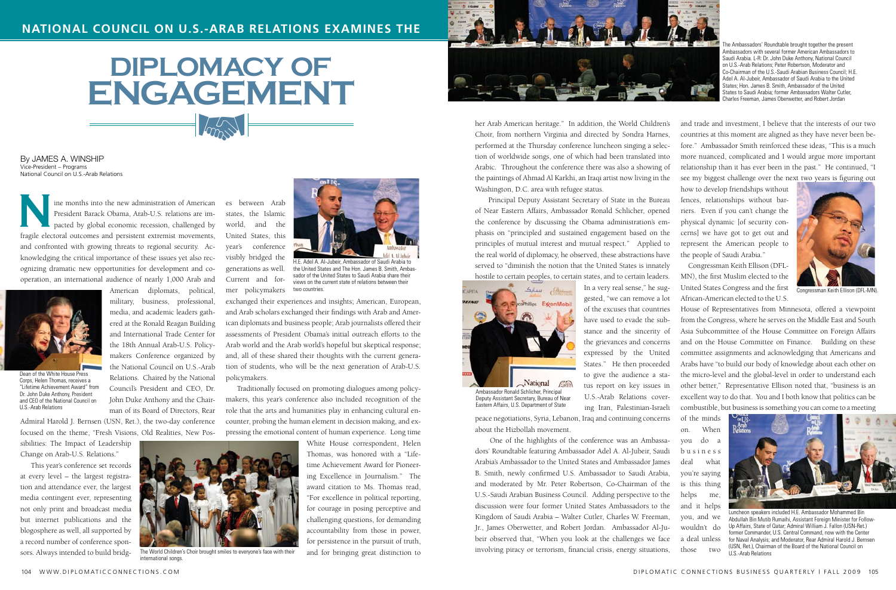## NATIONAL COUNCIL ON U.S.-ARAB RELATIONS EXAMINES THE

# DIPLOMACY OF ENGAGEMENT

By JAMES A. WINSHIP
Vice-President – Programs
National Council on U.S.-Arab Relations

Nine months into the new administration of American President Barack Obama, Arab-U.S. relations are impacted by global economic recession, challenged by fragile electoral outcomes and persistent extremist movements, and confronted with growing threats to regional security. Acknowledging the critical importance of these issues yet also recognizing dramatic new opportunities for development and cooperation, an international audience of nearly 1,000 Arab and American diplomats, political, military, business, professional, media, and academic leaders gathered at the Ronald Reagan Building and International Trade Center for the 18th Annual Arab-U.S. Policymakers Conference organized by the National Council on U.S.-Arab Relations. Chaired by the National Council's President and CEO, Dr. John Duke Anthony and the Chairman of its Board of Directors, Rear Admiral Harold J. Bernsen (USN, Ret.), the two-day conference focused on the theme, "Fresh Visions, Old Realities, New Possibilities: The Impact of Leadership Change on Arab-U.S. Relations."

Dean of the White House Press Corps, Helen Thomas, receives a "Lifetime Achievement Award" from Dr. John Duke Anthony, President and CEO of the National Council on U.S.-Arab Relations

This year's conference set records at every level – the largest registration and attendance ever, the largest media contingent ever, representing not only print and broadcast media but internet publications and the blogosphere as well, all supported by a record number of conference sponsors. Always intended to build bridges between Arab states, the Islamic world, and the United States, this year's conference visibly bridged the generations as well. Current and former policymakers exchanged their experiences and insights; American, European, and Arab scholars exchanged their findings with Arab and American diplomats and business people; Arab journalists offered their assessments of President Obama's initial outreach efforts to the Arab world and the Arab world's hopeful but skeptical response; and, all of these shared their thoughts with the current generation of students, who will be the next generation of Arab-U.S. policymakers.

H.E. Adel A. Al-Jubeir, Ambassador of Saudi Arabia to the United States and The Hon. James B. Smith, Ambassador of the United States to Saudi Arabia share their views on the current state of relations between their two countries.

Traditionally focused on promoting dialogues among policymakers, this year's conference also included recognition of the role that the arts and humanities play in enhancing cultural encounter, probing the human element in decision making, and expressing the emotional content of human experience. Long time White House correspondent, Helen Thomas, was honored with a "Lifetime Achievement Award for Pioneering Excellence in Journalism." The award citation to Ms. Thomas read, "For excellence in political reporting, for courage in posing perceptive and challenging questions, for demanding accountability from those in power, for persistence in the pursuit of truth, and for bringing great distinction to her Arab American heritage." In addition, the World Children's Choir, from northern Virginia and directed by Sondra Harnes, performed at the Thursday conference luncheon singing a selection of worldwide songs, one of which had been translated into Arabic. Throughout the conference there was also a showing of the paintings of Ahmad Al Karkhi, an Iraqi artist now living in the Washington, D.C. area with refugee status.

The World Children's Choir brought smiles to everyone's face with their international songs.

Principal Deputy Assistant Secretary of State in the Bureau of Near Eastern Affairs, Ambassador Ronald Schlicher, opened the conference by discussing the Obama administration's emphasis on "principled and sustained engagement based on the principles of mutual interest and mutual respect." Applied to the real world of diplomacy, he observed, these abstractions have served to "diminish the notion that the United States is innately hostile to certain peoples, to certain states, and to certain leaders. In a very real sense," he suggested, "we can remove a lot of the excuses that countries have used to evade the substance and the sincerity of the grievances and concerns expressed by the United States." He then proceeded to give the audience a status report on key issues in U.S.-Arab Relations covering Iran, Palestinian-Israeli peace negotiations, Syria, Lebanon, Iraq and continuing concerns about the Hizbollah movement.

Ambassador Ronald Schlicher, Principal Deputy Assistant Secretary, Bureau of Near Eastern Affairs, U.S. Department of State

One of the highlights of the conference was an Ambassadors' Roundtable featuring Ambassador Adel A. Al-Jubeir, Saudi Arabia's Ambassador to the United States and Ambassador James B. Smith, newly confirmed U.S. Ambassador to Saudi Arabia, and moderated by Mr. Peter Robertson, Co-Chairman of the U.S.-Saudi Arabian Business Council. Adding perspective to the discussion were four former United States Ambassadors to the Kingdom of Saudi Arabia – Walter Cutler, Charles W. Freeman, Jr., James Oberwetter, and Robert Jordan. Ambassador Al-Jubeir observed that, "When you look at the challenges we face involving piracy or terrorism, financial crisis, energy situations, and trade and investment, I believe that the interests of our two countries at this moment are aligned as they have never been before." Ambassador Smith reinforced these ideas, "This is a much more nuanced, complicated and I would argue more important relationship than it has ever been in the past." He continued, "I see my biggest challenge over the next two years is figuring out how to develop friendships without fences, relationships without barriers. Even if you can't change the physical dynamic [of security concerns] we have got to get out and represent the American people to the people of Saudi Arabia."

The Ambassadors' Roundtable brought together the present Ambassadors with several former American Ambassadors to Saudi Arabia. L-R: Dr. John Duke Anthony, National Council on U.S.-Arab Relations; Peter Robertson, Moderator and Co-Chairman of the U.S.-Saudi Arabian Business Council; H.E. Adel A. Al-Jubeir, Ambassador of Saudi Arabia to the United States; Hon. James B. Smith, Ambassador of the United States to Saudi Arabia; former Ambassadors Walter Cutler, Charles Freeman, James Oberwetter, and Robert Jordan

Congressman Keith Ellison (DFL-MN), the first Muslim elected to the United States Congress and the first African-American elected to the U.S. House of Representatives from Minnesota, offered a viewpoint from the Congress, where he serves on the Middle East and South Asia Subcommittee of the House Committee on Foreign Affairs and on the House Committee on Finance. Building on these committee assignments and acknowledging that Americans and Arabs have "to build our body of knowledge about each other on the micro-level and the global-level in order to understand each other better," Representative Ellison noted that, "business is an excellent way to do that. You and I both know that politics can be combustible, but business is something you can come to a meeting of the minds on. When you do a business deal what you're saying is this thing helps me, and it helps you, and we wouldn't do a deal unless those two

Congressman Keith Ellison (DFL-MN).

Luncheon speakers included H.E. Ambassador Mohammed Bin Abdullah Bin Mutib Rumaihi, Assistant Foreign Minister for Follow-Up Affairs, State of Qatar; Admiral William J. Fallon (USN-Ret.) former Commander, U.S. Central Command, now with the Center for Naval Analysis; and Moderator, Rear Admiral Harold J. Bernsen (USN, Ret.), Chairman of the Board of the National Council on U.S.-Arab Relations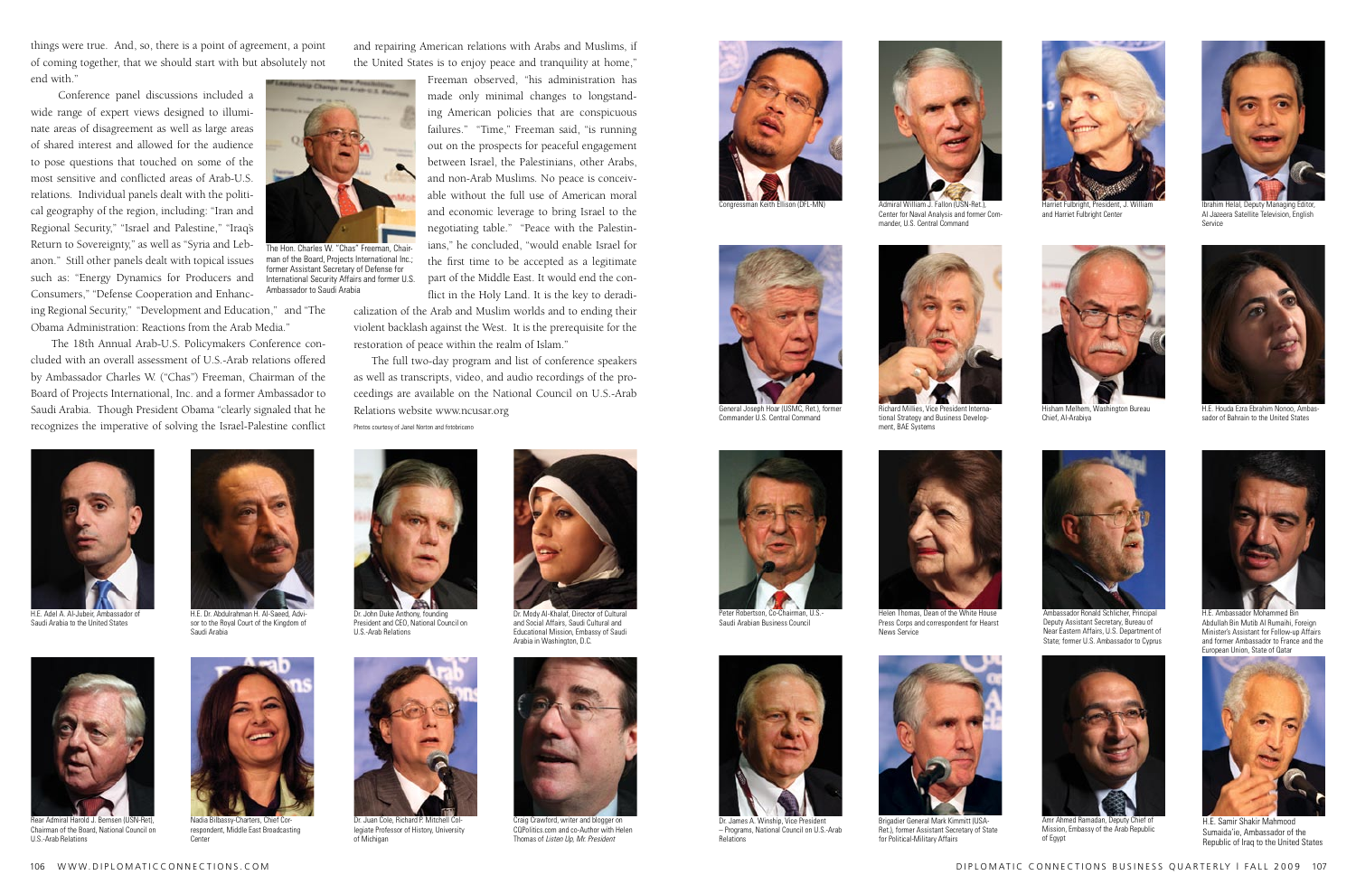things were true. And, so, there is a point of agreement, a point of coming together, that we should start with but absolutely not end with."

Conference panel discussions included a wide range of expert views designed to illuminate areas of disagreement as well as large areas of shared interest and allowed for the audience to pose questions that touched on some of the most sensitive and conflicted areas of Arab-U.S. relations. Individual panels dealt with the political geography of the region, including: "Iran and Regional Security," "Israel and Palestine," "Iraq's Return to Sovereignty," as well as "Syria and Lebanon." Still other panels dealt with topical issues such as: "Energy Dynamics for Producers and Consumers," "Defense Cooperation and Enhancing Regional Security," "Development and Education," and "The Obama Administration: Reactions from the Arab Media."

The Hon. Charles W. "Chas" Freeman, Chairman of the Board, Projects International Inc.; former Assistant Secretary of Defense for International Security Affairs and former U.S. Ambassador to Saudi Arabia

The 18th Annual Arab-U.S. Policymakers Conference concluded with an overall assessment of U.S.-Arab relations offered by Ambassador Charles W. ("Chas") Freeman, Chairman of the Board of Projects International, Inc. and a former Ambassador to Saudi Arabia. Though President Obama "clearly signaled that he recognizes the imperative of solving the Israel-Palestine conflict and repairing American relations with Arabs and Muslims, if the United States is to enjoy peace and tranquility at home," Freeman observed, "his administration has made only minimal changes to longstanding American policies that are conspicuous failures." "Time," Freeman said, "is running out on the prospects for peaceful engagement between Israel, the Palestinians, other Arabs, and non-Arab Muslims. No peace is conceivable without the full use of American moral and economic leverage to bring Israel to the negotiating table." "Peace with the Palestinians," he concluded, "would enable Israel for the first time to be accepted as a legitimate part of the Middle East. It would end the conflict in the Holy Land. It is the key to deradicalization of the Arab and Muslim worlds and to ending their violent backlash against the West. It is the prerequisite for the restoration of peace within the realm of Islam."

The full two-day program and list of conference speakers as well as transcripts, video, and audio recordings of the proceedings are available on the National Council on U.S.-Arab Relations website www.ncusar.org

Photos courtesy of Janel Norton and fotobriceno

H.E. Adel A. Al-Jubeir, Ambassador of Saudi Arabia to the United States

H.E. Dr. Abdulrahman H. Al-Saeed, Advisor to the Royal Court of the Kingdom of Saudi Arabia

Dr. John Duke Anthony, founding President and CEO, National Council on U.S.-Arab Relations

Dr. Mody Al-Khalaf, Director of Cultural and Social Affairs, Saudi Cultural and Educational Mission, Embassy of Saudi Arabia in Washington, D.C.

Rear Admiral Harold J. Bernsen (USN-Ret), Chairman of the Board, National Council on U.S.-Arab Relations

Nadia Bilbassy-Charters, Chief Correspondent, Middle East Broadcasting Center

Dr. Juan Cole, Richard P. Mitchell Collegiate Professor of History, University of Michigan

Craig Crawford, writer and blogger on CQPolitics.com and co-Author with Helen Thomas of *Listen Up, Mr. President*

Congressman Keith Ellison (DFL-MN)

Admiral William J. Fallon (USN-Ret.), Center for Naval Analysis and former Commander, U.S. Central Command

Harriet Fulbright, President, J. William and Harriet Fulbright Center

Ibrahim Helal, Deputy Managing Editor, Al Jazeera Satellite Television, English Service

General Joseph Hoar (USMC, Ret.), former Commander U.S. Central Command

Richard Millies, Vice President International Strategy and Business Development, BAE Systems

Hisham Melhem, Washington Bureau Chief, Al-Arabiya

H.E. Houda Ezra Ebrahim Nonoo, Ambassador of Bahrain to the United States

Peter Robertson, Co-Chairman, U.S.-Saudi Arabian Business Council

Helen Thomas, Dean of the White House Press Corps and correspondent for Hearst News Service

Ambassador Ronald Schlicher, Principal Deputy Assistant Secretary, Bureau of Near Eastern Affairs, U.S. Department of State; former U.S. Ambassador to Cyprus

H.E. Ambassador Mohammed Bin Abdullah Bin Mutib Al Rumaihi, Foreign Minister's Assistant for Follow-up Affairs and former Ambassador to France and the European Union, State of Qatar

Dr. James A. Winship, Vice President – Programs, National Council on U.S.-Arab Relations

Brigadier General Mark Kimmitt (USA-Ret.), former Assistant Secretary of State for Political-Military Affairs

Amr Ahmed Ramadan, Deputy Chief of Mission, Embassy of the Arab Republic of Egypt

H.E. Samir Shakir Mahmood Sumaida'ie, Ambassador of the Republic of Iraq to the United States